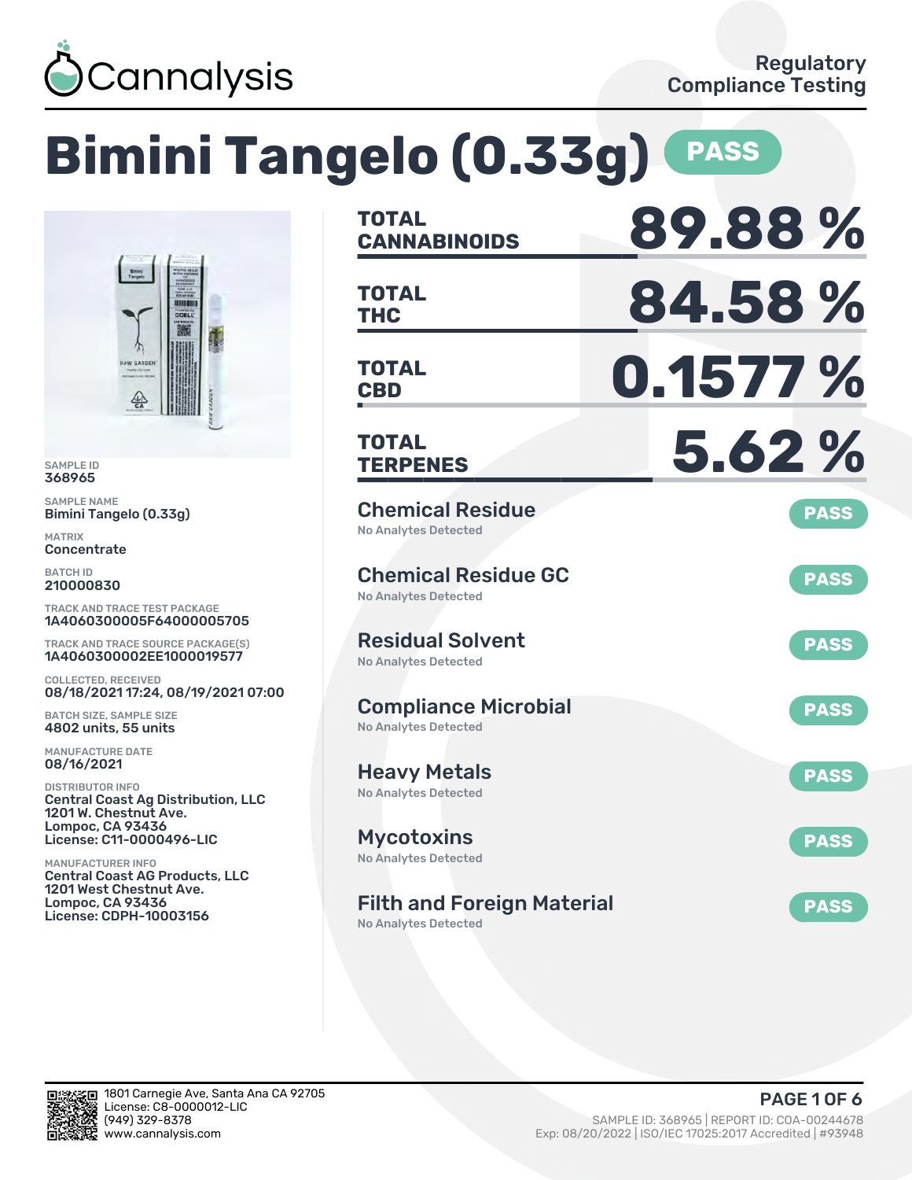Cannalysis

Regulatory Compliance Testing

# Bimini Tangelo (0.33g) PASS

SAMPLE ID
368965

SAMPLE NAME
Bimini Tangelo (0.33g)

MATRIX
Concentrate

BATCH ID
210000830

TRACK AND TRACE TEST PACKAGE
1A4060300005F64000005705

TRACK AND TRACE SOURCE PACKAGE(S)
1A4060300002EE1000019577

COLLECTED, RECEIVED
08/18/2021 17:24, 08/19/2021 07:00

BATCH SIZE, SAMPLE SIZE
4802 units, 55 units

MANUFACTURE DATE
08/16/2021

DISTRIBUTOR INFO
Central Coast Ag Distribution, LLC
1201 W. Chestnut Ave.
Lompoc, CA 93436
License: C11-0000496-LIC

MANUFACTURER INFO
Central Coast AG Products, LLC
1201 West Chestnut Ave.
Lompoc, CA 93436
License: CDPH-10003156

| | |
|---|---|
| **TOTAL CANNABINOIDS** | **89.88 %** |
| **TOTAL THC** | **84.58 %** |
| **TOTAL CBD** | **0.1577 %** |
| **TOTAL TERPENES** | **5.62 %** |

| Test | Result | Status |
|---|---|---|
| Chemical Residue | No Analytes Detected | PASS |
| Chemical Residue GC | No Analytes Detected | PASS |
| Residual Solvent | No Analytes Detected | PASS |
| Compliance Microbial | No Analytes Detected | PASS |
| Heavy Metals | No Analytes Detected | PASS |
| Mycotoxins | No Analytes Detected | PASS |
| Filth and Foreign Material | No Analytes Detected | PASS |

1801 Carnegie Ave, Santa Ana CA 92705
License: C8-0000012-LIC
(949) 329-8378
www.cannalysis.com

SAMPLE ID: 368965 | REPORT ID: COA-00244678
Exp: 08/20/2022 | ISO/IEC 17025:2017 Accredited | #93948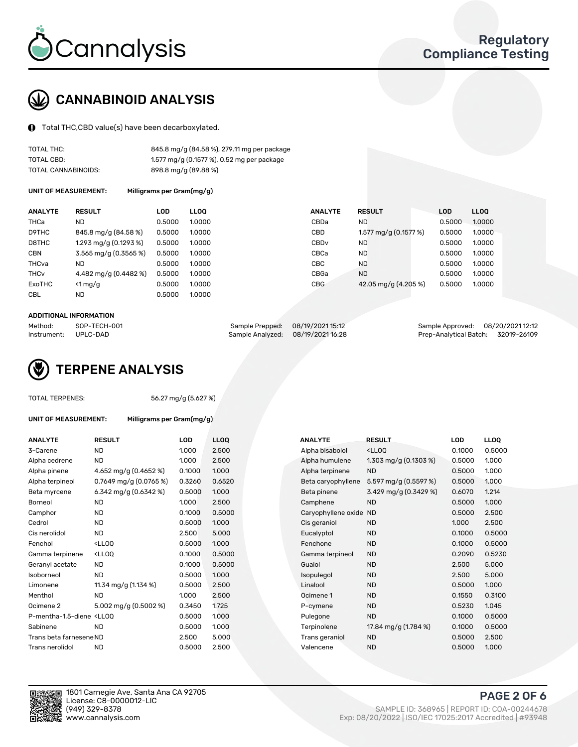Cannalysis

Regulatory Compliance Testing

## CANNABINOID ANALYSIS

Total THC,CBD value(s) have been decarboxylated.

| | |
|---|---|
| TOTAL THC: | 845.8 mg/g (84.58 %), 279.11 mg per package |
| TOTAL CBD: | 1.577 mg/g (0.1577 %), 0.52 mg per package |
| TOTAL CANNABINOIDS: | 898.8 mg/g (89.88 %) |

**UNIT OF MEASUREMENT:** Milligrams per Gram(mg/g)

| ANALYTE | RESULT | LOD | LLOQ | ANALYTE | RESULT | LOD | LLOQ |
|---|---|---|---|---|---|---|---|
| THCa | ND | 0.5000 | 1.0000 | CBDa | ND | 0.5000 | 1.0000 |
| D9THC | 845.8 mg/g (84.58 %) | 0.5000 | 1.0000 | CBD | 1.577 mg/g (0.1577 %) | 0.5000 | 1.0000 |
| D8THC | 1.293 mg/g (0.1293 %) | 0.5000 | 1.0000 | CBDv | ND | 0.5000 | 1.0000 |
| CBN | 3.565 mg/g (0.3565 %) | 0.5000 | 1.0000 | CBCa | ND | 0.5000 | 1.0000 |
| THCva | ND | 0.5000 | 1.0000 | CBC | ND | 0.5000 | 1.0000 |
| THCv | 4.482 mg/g (0.4482 %) | 0.5000 | 1.0000 | CBGa | ND | 0.5000 | 1.0000 |
| ExoTHC | <1 mg/g | 0.5000 | 1.0000 | CBG | 42.05 mg/g (4.205 %) | 0.5000 | 1.0000 |
| CBL | ND | 0.5000 | 1.0000 | | | | |

**ADDITIONAL INFORMATION**

| | | | | | |
|---|---|---|---|---|---|
| Method: | SOP-TECH-001 | Sample Prepped: | 08/19/2021 15:12 | Sample Approved: | 08/20/2021 12:12 |
| Instrument: | UPLC-DAD | Sample Analyzed: | 08/19/2021 16:28 | Prep-Analytical Batch: | 32019-26109 |

## TERPENE ANALYSIS

TOTAL TERPENES: 56.27 mg/g (5.627 %)

**UNIT OF MEASUREMENT:** Milligrams per Gram(mg/g)

| ANALYTE | RESULT | LOD | LLOQ | ANALYTE | RESULT | LOD | LLOQ |
|---|---|---|---|---|---|---|---|
| 3-Carene | ND | 1.000 | 2.500 | Alpha bisabolol | <LLOQ | 0.1000 | 0.5000 |
| Alpha cedrene | ND | 1.000 | 2.500 | Alpha humulene | 1.303 mg/g (0.1303 %) | 0.5000 | 1.000 |
| Alpha pinene | 4.652 mg/g (0.4652 %) | 0.1000 | 1.000 | Alpha terpinene | ND | 0.5000 | 1.000 |
| Alpha terpineol | 0.7649 mg/g (0.0765 %) | 0.3260 | 0.6520 | Beta caryophyllene | 5.597 mg/g (0.5597 %) | 0.5000 | 1.000 |
| Beta myrcene | 6.342 mg/g (0.6342 %) | 0.5000 | 1.000 | Beta pinene | 3.429 mg/g (0.3429 %) | 0.6070 | 1.214 |
| Borneol | ND | 1.000 | 2.500 | Camphene | ND | 0.5000 | 1.000 |
| Camphor | ND | 0.1000 | 0.5000 | Caryophyllene oxide | ND | 0.5000 | 2.500 |
| Cedrol | ND | 0.5000 | 1.000 | Cis geraniol | ND | 1.000 | 2.500 |
| Cis nerolidol | ND | 2.500 | 5.000 | Eucalyptol | ND | 0.1000 | 0.5000 |
| Fenchol | <LLOQ | 0.5000 | 1.000 | Fenchone | ND | 0.1000 | 0.5000 |
| Gamma terpinene | <LLOQ | 0.1000 | 0.5000 | Gamma terpineol | ND | 0.2090 | 0.5230 |
| Geranyl acetate | ND | 0.1000 | 0.5000 | Guaiol | ND | 2.500 | 5.000 |
| Isoborneol | ND | 0.5000 | 1.000 | Isopulegol | ND | 2.500 | 5.000 |
| Limonene | 11.34 mg/g (1.134 %) | 0.5000 | 2.500 | Linalool | ND | 0.5000 | 1.000 |
| Menthol | ND | 1.000 | 2.500 | Ocimene 1 | ND | 0.1550 | 0.3100 |
| Ocimene 2 | 5.002 mg/g (0.5002 %) | 0.3450 | 1.725 | P-cymene | ND | 0.5230 | 1.045 |
| P-mentha-1,5-diene | <LLOQ | 0.5000 | 1.000 | Pulegone | ND | 0.1000 | 0.5000 |
| Sabinene | ND | 0.5000 | 1.000 | Terpinolene | 17.84 mg/g (1.784 %) | 0.1000 | 0.5000 |
| Trans beta farnesene | ND | 2.500 | 5.000 | Trans geraniol | ND | 0.5000 | 2.500 |
| Trans nerolidol | ND | 0.5000 | 2.500 | Valencene | ND | 0.5000 | 1.000 |

1801 Carnegie Ave, Santa Ana CA 92705
License: C8-0000012-LIC
(949) 329-8378
www.cannalysis.com

SAMPLE ID: 368965 | REPORT ID: COA-00244678
Exp: 08/20/2022 | ISO/IEC 17025:2017 Accredited | #93948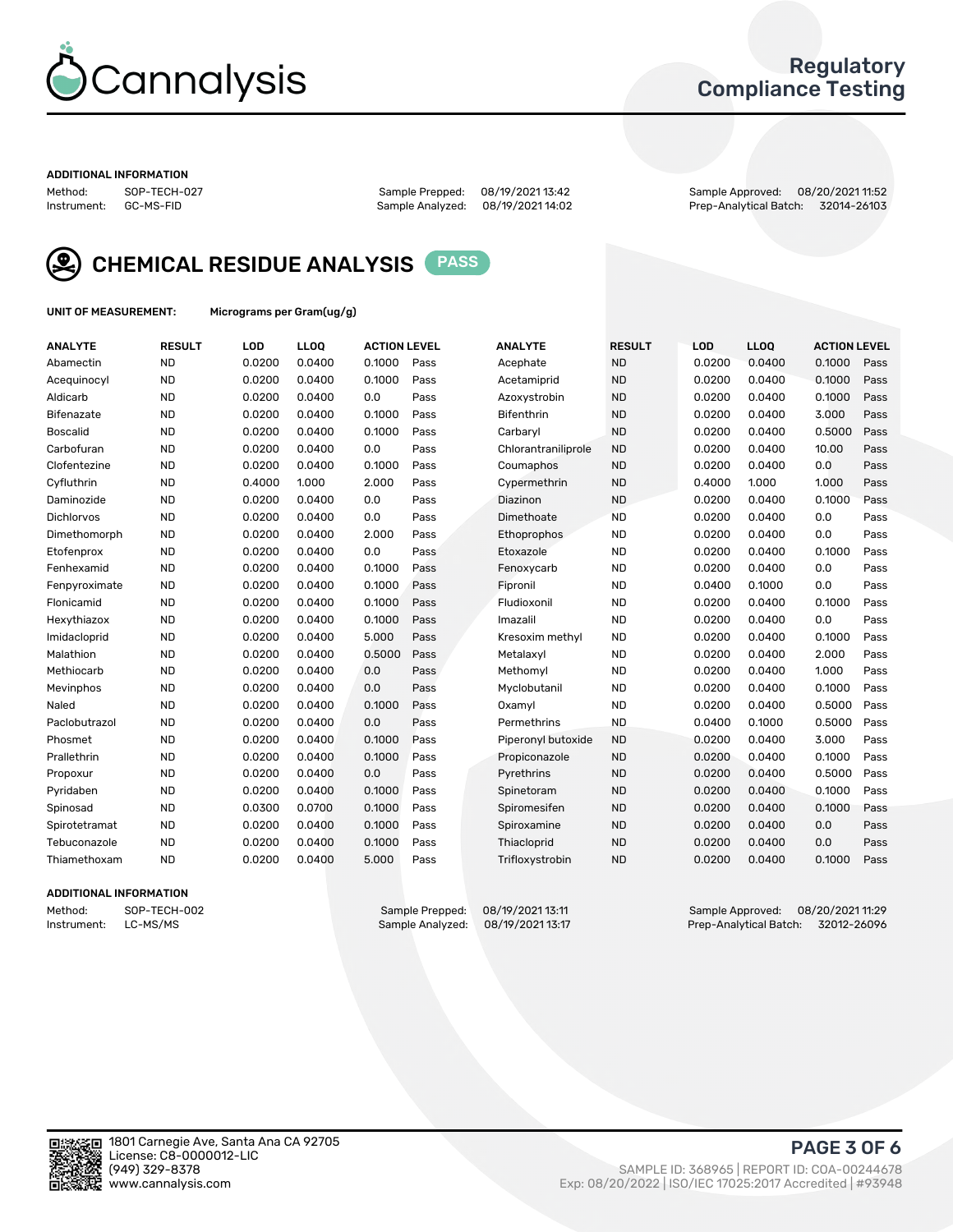# Cannalysis

## Regulatory Compliance Testing

### ADDITIONAL INFORMATION

Method: SOP-TECH-027
Instrument: GC-MS-FID

Sample Prepped: 08/19/2021 13:42
Sample Analyzed: 08/19/2021 14:02

Sample Approved: 08/20/2021 11:52
Prep-Analytical Batch: 32014-26103

## CHEMICAL RESIDUE ANALYSIS PASS

**UNIT OF MEASUREMENT:** Micrograms per Gram(ug/g)

| ANALYTE | RESULT | LOD | LLOQ | ACTION LEVEL | | ANALYTE | RESULT | LOD | LLOQ | ACTION LEVEL | |
|---|---|---|---|---|---|---|---|---|---|---|---|
| Abamectin | ND | 0.0200 | 0.0400 | 0.1000 | Pass | Acephate | ND | 0.0200 | 0.0400 | 0.1000 | Pass |
| Acequinocyl | ND | 0.0200 | 0.0400 | 0.1000 | Pass | Acetamiprid | ND | 0.0200 | 0.0400 | 0.1000 | Pass |
| Aldicarb | ND | 0.0200 | 0.0400 | 0.0 | Pass | Azoxystrobin | ND | 0.0200 | 0.0400 | 0.1000 | Pass |
| Bifenazate | ND | 0.0200 | 0.0400 | 0.1000 | Pass | Bifenthrin | ND | 0.0200 | 0.0400 | 3.000 | Pass |
| Boscalid | ND | 0.0200 | 0.0400 | 0.1000 | Pass | Carbaryl | ND | 0.0200 | 0.0400 | 0.5000 | Pass |
| Carbofuran | ND | 0.0200 | 0.0400 | 0.0 | Pass | Chlorantraniliprole | ND | 0.0200 | 0.0400 | 10.00 | Pass |
| Clofentezine | ND | 0.0200 | 0.0400 | 0.1000 | Pass | Coumaphos | ND | 0.0200 | 0.0400 | 0.0 | Pass |
| Cyfluthrin | ND | 0.4000 | 1.000 | 2.000 | Pass | Cypermethrin | ND | 0.4000 | 1.000 | 1.000 | Pass |
| Daminozide | ND | 0.0200 | 0.0400 | 0.0 | Pass | Diazinon | ND | 0.0200 | 0.0400 | 0.1000 | Pass |
| Dichlorvos | ND | 0.0200 | 0.0400 | 0.0 | Pass | Dimethoate | ND | 0.0200 | 0.0400 | 0.0 | Pass |
| Dimethomorph | ND | 0.0200 | 0.0400 | 2.000 | Pass | Ethoprophos | ND | 0.0200 | 0.0400 | 0.0 | Pass |
| Etofenprox | ND | 0.0200 | 0.0400 | 0.0 | Pass | Etoxazole | ND | 0.0200 | 0.0400 | 0.1000 | Pass |
| Fenhexamid | ND | 0.0200 | 0.0400 | 0.1000 | Pass | Fenoxycarb | ND | 0.0200 | 0.0400 | 0.0 | Pass |
| Fenpyroximate | ND | 0.0200 | 0.0400 | 0.1000 | Pass | Fipronil | ND | 0.0400 | 0.1000 | 0.0 | Pass |
| Flonicamid | ND | 0.0200 | 0.0400 | 0.1000 | Pass | Fludioxonil | ND | 0.0200 | 0.0400 | 0.1000 | Pass |
| Hexythiazox | ND | 0.0200 | 0.0400 | 0.1000 | Pass | Imazalil | ND | 0.0200 | 0.0400 | 0.0 | Pass |
| Imidacloprid | ND | 0.0200 | 0.0400 | 5.000 | Pass | Kresoxim methyl | ND | 0.0200 | 0.0400 | 0.1000 | Pass |
| Malathion | ND | 0.0200 | 0.0400 | 0.5000 | Pass | Metalaxyl | ND | 0.0200 | 0.0400 | 2.000 | Pass |
| Methiocarb | ND | 0.0200 | 0.0400 | 0.0 | Pass | Methomyl | ND | 0.0200 | 0.0400 | 1.000 | Pass |
| Mevinphos | ND | 0.0200 | 0.0400 | 0.0 | Pass | Myclobutanil | ND | 0.0200 | 0.0400 | 0.1000 | Pass |
| Naled | ND | 0.0200 | 0.0400 | 0.1000 | Pass | Oxamyl | ND | 0.0200 | 0.0400 | 0.5000 | Pass |
| Paclobutrazol | ND | 0.0200 | 0.0400 | 0.0 | Pass | Permethrins | ND | 0.0400 | 0.1000 | 0.5000 | Pass |
| Phosmet | ND | 0.0200 | 0.0400 | 0.1000 | Pass | Piperonyl butoxide | ND | 0.0200 | 0.0400 | 3.000 | Pass |
| Prallethrin | ND | 0.0200 | 0.0400 | 0.1000 | Pass | Propiconazole | ND | 0.0200 | 0.0400 | 0.1000 | Pass |
| Propoxur | ND | 0.0200 | 0.0400 | 0.0 | Pass | Pyrethrins | ND | 0.0200 | 0.0400 | 0.5000 | Pass |
| Pyridaben | ND | 0.0200 | 0.0400 | 0.1000 | Pass | Spinetoram | ND | 0.0200 | 0.0400 | 0.1000 | Pass |
| Spinosad | ND | 0.0300 | 0.0700 | 0.1000 | Pass | Spiromesifen | ND | 0.0200 | 0.0400 | 0.1000 | Pass |
| Spirotetramat | ND | 0.0200 | 0.0400 | 0.1000 | Pass | Spiroxamine | ND | 0.0200 | 0.0400 | 0.0 | Pass |
| Tebuconazole | ND | 0.0200 | 0.0400 | 0.1000 | Pass | Thiacloprid | ND | 0.0200 | 0.0400 | 0.0 | Pass |
| Thiamethoxam | ND | 0.0200 | 0.0400 | 5.000 | Pass | Trifloxystrobin | ND | 0.0200 | 0.0400 | 0.1000 | Pass |

### ADDITIONAL INFORMATION

Method: SOP-TECH-002
Instrument: LC-MS/MS

Sample Prepped: 08/19/2021 13:11
Sample Analyzed: 08/19/2021 13:17

Sample Approved: 08/20/2021 11:29
Prep-Analytical Batch: 32012-26096

1801 Carnegie Ave, Santa Ana CA 92705
License: C8-0000012-LIC
(949) 329-8378
www.cannalysis.com

SAMPLE ID: 368965 | REPORT ID: COA-00244678
Exp: 08/20/2022 | ISO/IEC 17025:2017 Accredited | #93948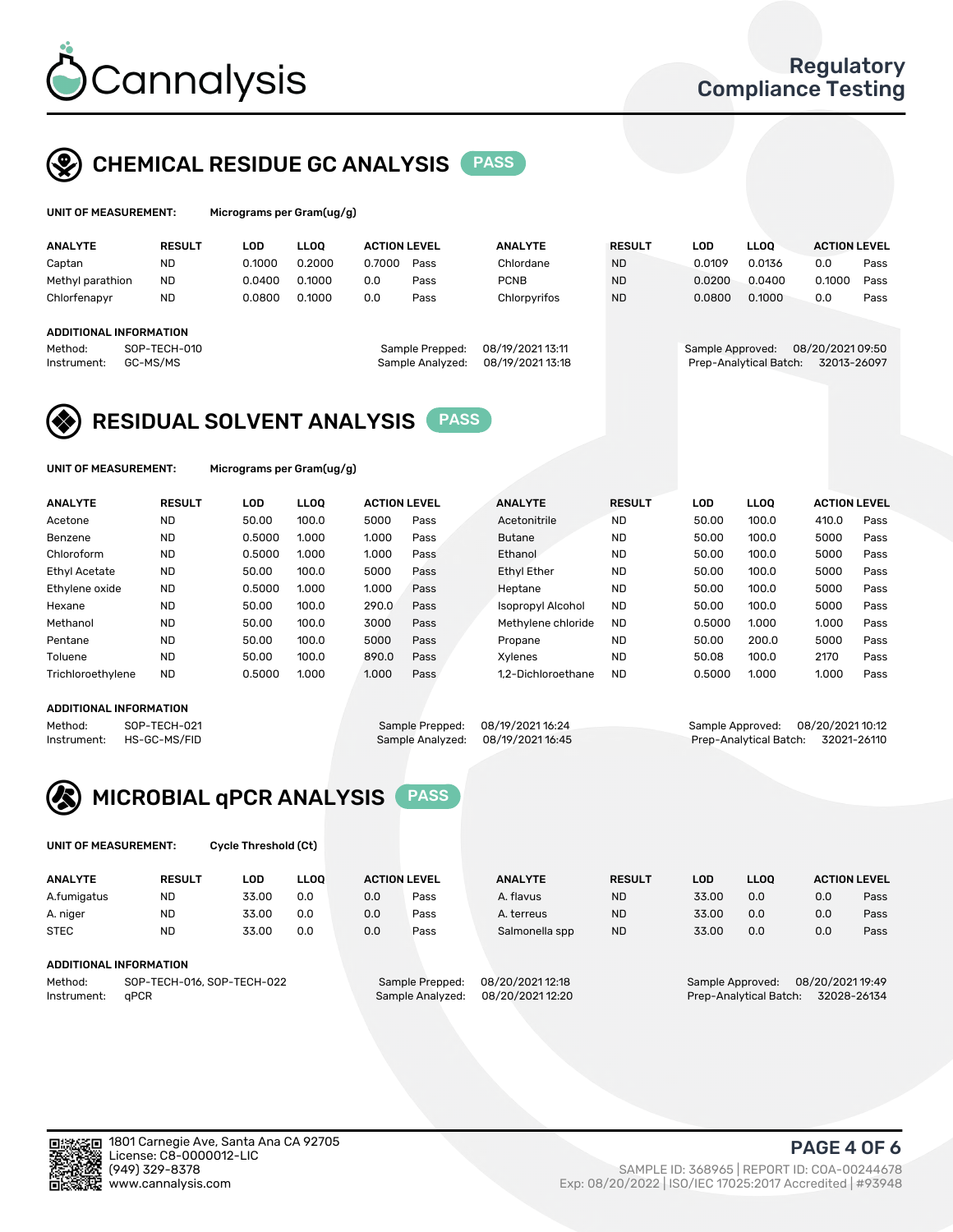# Cannalysis

Regulatory Compliance Testing

## CHEMICAL RESIDUE GC ANALYSIS PASS

**UNIT OF MEASUREMENT:** Micrograms per Gram(ug/g)

| ANALYTE | RESULT | LOD | LLOQ | ACTION LEVEL | | ANALYTE | RESULT | LOD | LLOQ | ACTION LEVEL | |
|---|---|---|---|---|---|---|---|---|---|---|---|
| Captan | ND | 0.1000 | 0.2000 | 0.7000 | Pass | Chlordane | ND | 0.0109 | 0.0136 | 0.0 | Pass |
| Methyl parathion | ND | 0.0400 | 0.1000 | 0.0 | Pass | PCNB | ND | 0.0200 | 0.0400 | 0.1000 | Pass |
| Chlorfenapyr | ND | 0.0800 | 0.1000 | 0.0 | Pass | Chlorpyrifos | ND | 0.0800 | 0.1000 | 0.0 | Pass |

**ADDITIONAL INFORMATION**

Method: SOP-TECH-010
Instrument: GC-MS/MS
Sample Prepped: 08/19/2021 13:11
Sample Analyzed: 08/19/2021 13:18
Sample Approved: 08/20/2021 09:50
Prep-Analytical Batch: 32013-26097

## RESIDUAL SOLVENT ANALYSIS PASS

**UNIT OF MEASUREMENT:** Micrograms per Gram(ug/g)

| ANALYTE | RESULT | LOD | LLOQ | ACTION LEVEL | | ANALYTE | RESULT | LOD | LLOQ | ACTION LEVEL | |
|---|---|---|---|---|---|---|---|---|---|---|---|
| Acetone | ND | 50.00 | 100.0 | 5000 | Pass | Acetonitrile | ND | 50.00 | 100.0 | 410.0 | Pass |
| Benzene | ND | 0.5000 | 1.000 | 1.000 | Pass | Butane | ND | 50.00 | 100.0 | 5000 | Pass |
| Chloroform | ND | 0.5000 | 1.000 | 1.000 | Pass | Ethanol | ND | 50.00 | 100.0 | 5000 | Pass |
| Ethyl Acetate | ND | 50.00 | 100.0 | 5000 | Pass | Ethyl Ether | ND | 50.00 | 100.0 | 5000 | Pass |
| Ethylene oxide | ND | 0.5000 | 1.000 | 1.000 | Pass | Heptane | ND | 50.00 | 100.0 | 5000 | Pass |
| Hexane | ND | 50.00 | 100.0 | 290.0 | Pass | Isopropyl Alcohol | ND | 50.00 | 100.0 | 5000 | Pass |
| Methanol | ND | 50.00 | 100.0 | 3000 | Pass | Methylene chloride | ND | 0.5000 | 1.000 | 1.000 | Pass |
| Pentane | ND | 50.00 | 100.0 | 5000 | Pass | Propane | ND | 50.00 | 200.0 | 5000 | Pass |
| Toluene | ND | 50.00 | 100.0 | 890.0 | Pass | Xylenes | ND | 50.08 | 100.0 | 2170 | Pass |
| Trichloroethylene | ND | 0.5000 | 1.000 | 1.000 | Pass | 1,2-Dichloroethane | ND | 0.5000 | 1.000 | 1.000 | Pass |

**ADDITIONAL INFORMATION**

Method: SOP-TECH-021
Instrument: HS-GC-MS/FID
Sample Prepped: 08/19/2021 16:24
Sample Analyzed: 08/19/2021 16:45
Sample Approved: 08/20/2021 10:12
Prep-Analytical Batch: 32021-26110

## MICROBIAL qPCR ANALYSIS PASS

**UNIT OF MEASUREMENT:** Cycle Threshold (Ct)

| ANALYTE | RESULT | LOD | LLOQ | ACTION LEVEL | | ANALYTE | RESULT | LOD | LLOQ | ACTION LEVEL | |
|---|---|---|---|---|---|---|---|---|---|---|---|
| A.fumigatus | ND | 33.00 | 0.0 | 0.0 | Pass | A. flavus | ND | 33.00 | 0.0 | 0.0 | Pass |
| A. niger | ND | 33.00 | 0.0 | 0.0 | Pass | A. terreus | ND | 33.00 | 0.0 | 0.0 | Pass |
| STEC | ND | 33.00 | 0.0 | 0.0 | Pass | Salmonella spp | ND | 33.00 | 0.0 | 0.0 | Pass |

**ADDITIONAL INFORMATION**

Method: SOP-TECH-016, SOP-TECH-022
Instrument: qPCR
Sample Prepped: 08/20/2021 12:18
Sample Analyzed: 08/20/2021 12:20
Sample Approved: 08/20/2021 19:49
Prep-Analytical Batch: 32028-26134

1801 Carnegie Ave, Santa Ana CA 92705
License: C8-0000012-LIC
(949) 329-8378
www.cannalysis.com

SAMPLE ID: 368965 | REPORT ID: COA-00244678
Exp: 08/20/2022 | ISO/IEC 17025:2017 Accredited | #93948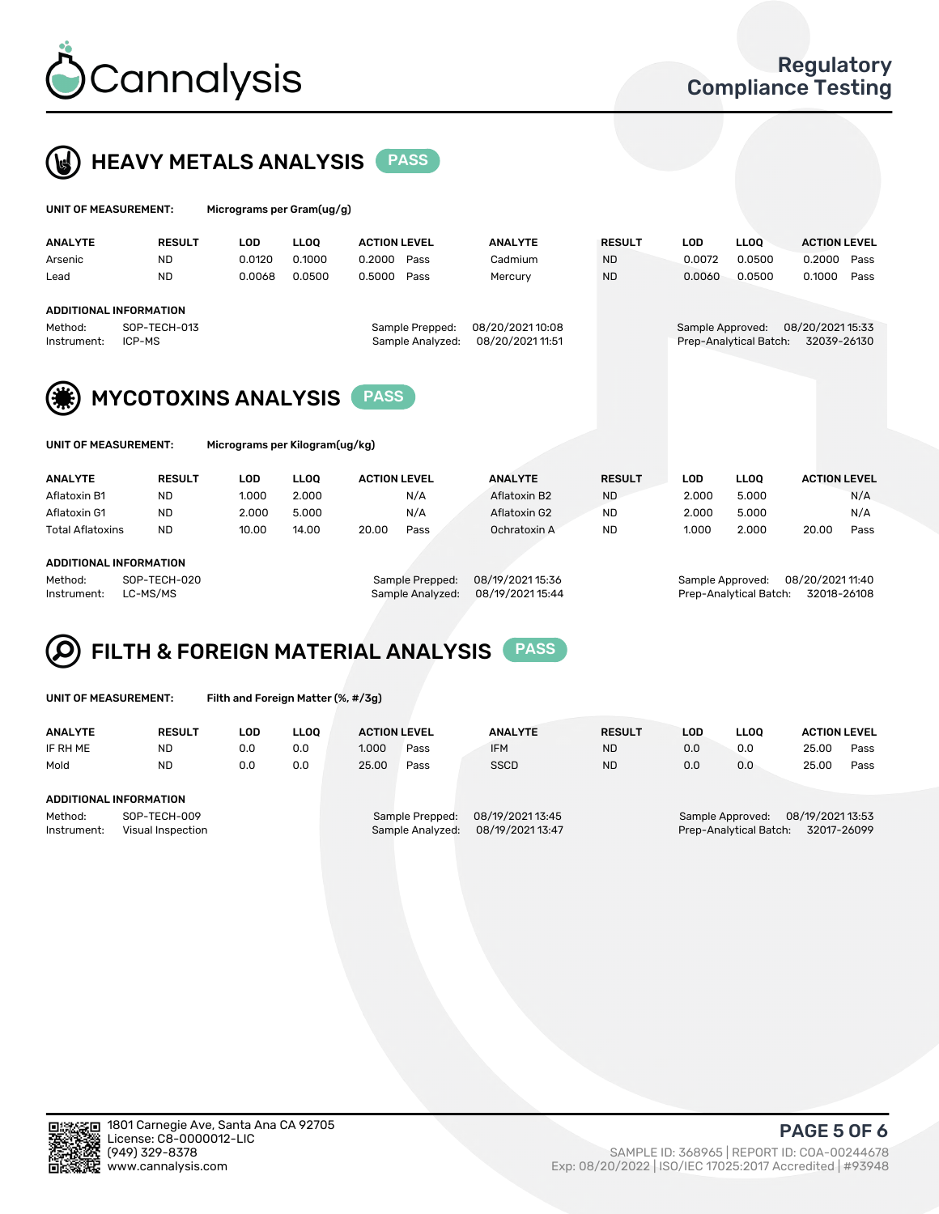# Cannalysis

## Regulatory Compliance Testing

## HEAVY METALS ANALYSIS PASS

**UNIT OF MEASUREMENT:** Micrograms per Gram(ug/g)

| ANALYTE | RESULT | LOD | LLOQ | ACTION LEVEL | | ANALYTE | RESULT | LOD | LLOQ | ACTION LEVEL | |
|---|---|---|---|---|---|---|---|---|---|---|---|
| Arsenic | ND | 0.0120 | 0.1000 | 0.2000 | Pass | Cadmium | ND | 0.0072 | 0.0500 | 0.2000 | Pass |
| Lead | ND | 0.0068 | 0.0500 | 0.5000 | Pass | Mercury | ND | 0.0060 | 0.0500 | 0.1000 | Pass |

**ADDITIONAL INFORMATION**

Method: SOP-TECH-013
Instrument: ICP-MS
Sample Prepped: 08/20/2021 10:08
Sample Analyzed: 08/20/2021 11:51
Sample Approved: 08/20/2021 15:33
Prep-Analytical Batch: 32039-26130

## MYCOTOXINS ANALYSIS PASS

**UNIT OF MEASUREMENT:** Micrograms per Kilogram(ug/kg)

| ANALYTE | RESULT | LOD | LLOQ | ACTION LEVEL | | ANALYTE | RESULT | LOD | LLOQ | ACTION LEVEL | |
|---|---|---|---|---|---|---|---|---|---|---|---|
| Aflatoxin B1 | ND | 1.000 | 2.000 | | N/A | Aflatoxin B2 | ND | 2.000 | 5.000 | | N/A |
| Aflatoxin G1 | ND | 2.000 | 5.000 | | N/A | Aflatoxin G2 | ND | 2.000 | 5.000 | | N/A |
| Total Aflatoxins | ND | 10.00 | 14.00 | 20.00 | Pass | Ochratoxin A | ND | 1.000 | 2.000 | 20.00 | Pass |

**ADDITIONAL INFORMATION**

Method: SOP-TECH-020
Instrument: LC-MS/MS
Sample Prepped: 08/19/2021 15:36
Sample Analyzed: 08/19/2021 15:44
Sample Approved: 08/20/2021 11:40
Prep-Analytical Batch: 32018-26108

## FILTH & FOREIGN MATERIAL ANALYSIS PASS

**UNIT OF MEASUREMENT:** Filth and Foreign Matter (%, #/3g)

| ANALYTE | RESULT | LOD | LLOQ | ACTION LEVEL | | ANALYTE | RESULT | LOD | LLOQ | ACTION LEVEL | |
|---|---|---|---|---|---|---|---|---|---|---|---|
| IF RH ME | ND | 0.0 | 0.0 | 1.000 | Pass | IFM | ND | 0.0 | 0.0 | 25.00 | Pass |
| Mold | ND | 0.0 | 0.0 | 25.00 | Pass | SSCD | ND | 0.0 | 0.0 | 25.00 | Pass |

**ADDITIONAL INFORMATION**

Method: SOP-TECH-009
Instrument: Visual Inspection
Sample Prepped: 08/19/2021 13:45
Sample Analyzed: 08/19/2021 13:47
Sample Approved: 08/19/2021 13:53
Prep-Analytical Batch: 32017-26099

1801 Carnegie Ave, Santa Ana CA 92705
License: C8-0000012-LIC
(949) 329-8378
www.cannalysis.com

SAMPLE ID: 368965 | REPORT ID: COA-00244678
Exp: 08/20/2022 | ISO/IEC 17025:2017 Accredited | #93948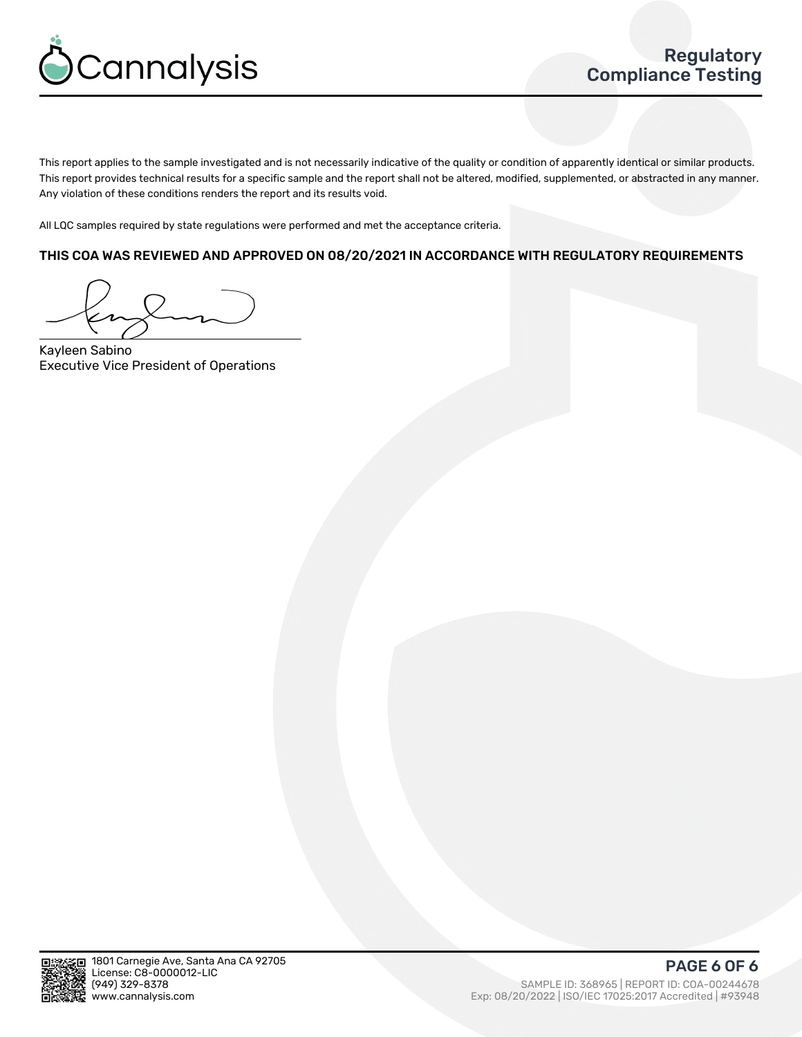This report applies to the sample investigated and is not necessarily indicative of the quality or condition of apparently identical or similar products. This report provides technical results for a specific sample and the report shall not be altered, modified, supplemented, or abstracted in any manner. Any violation of these conditions renders the report and its results void.

All LQC samples required by state regulations were performed and met the acceptance criteria.

**THIS COA WAS REVIEWED AND APPROVED ON 08/20/2021 IN ACCORDANCE WITH REGULATORY REQUIREMENTS**

Kayleen Sabino
Executive Vice President of Operations

1801 Carnegie Ave, Santa Ana CA 92705
License: C8-0000012-LIC
(949) 329-8378
www.cannalysis.com

SAMPLE ID: 368965 | REPORT ID: COA-00244678
Exp: 08/20/2022 | ISO/IEC 17025:2017 Accredited | #93948